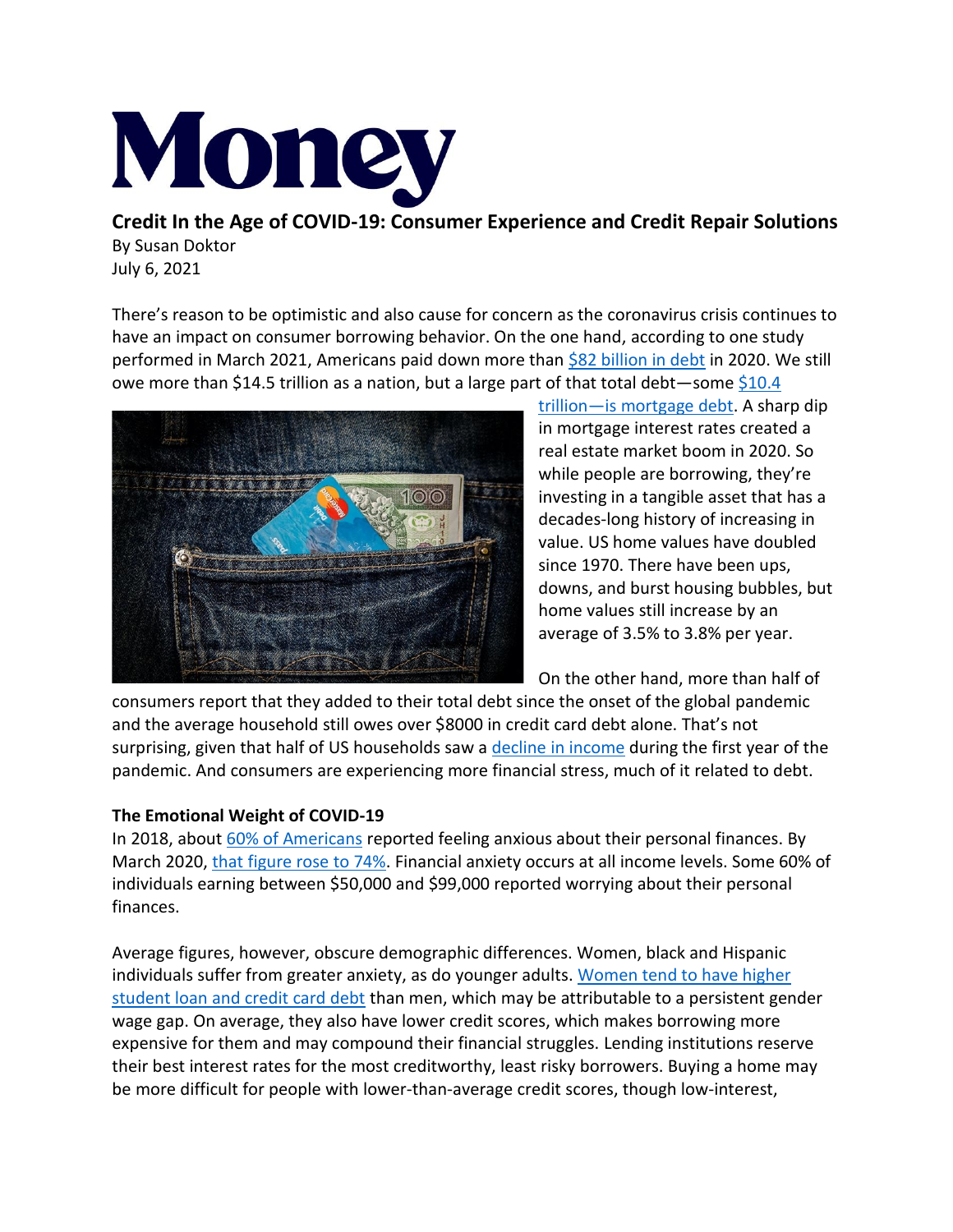# Money

## Credit In the Age of COVID-19: Consumer Experience and Credit Repair Solutions

By Susan Doktor
July 6, 2021

There's reason to be optimistic and also cause for concern as the coronavirus crisis continues to have an impact on consumer borrowing behavior. On the one hand, according to one study performed in March 2021, Americans paid down more than [$82 billion in debt] in 2020. We still owe more than $14.5 trillion as a nation, but a large part of that total debt—some [$10.4 trillion—is mortgage debt]. A sharp dip in mortgage interest rates created a real estate market boom in 2020. So while people are borrowing, they're investing in a tangible asset that has a decades-long history of increasing in value. US home values have doubled since 1970. There have been ups, downs, and burst housing bubbles, but home values still increase by an average of 3.5% to 3.8% per year.

On the other hand, more than half of consumers report that they added to their total debt since the onset of the global pandemic and the average household still owes over $8000 in credit card debt alone. That's not surprising, given that half of US households saw a [decline in income] during the first year of the pandemic. And consumers are experiencing more financial stress, much of it related to debt.

### The Emotional Weight of COVID-19

In 2018, about [60% of Americans] reported feeling anxious about their personal finances. By March 2020, [that figure rose to 74%]. Financial anxiety occurs at all income levels. Some 60% of individuals earning between $50,000 and $99,000 reported worrying about their personal finances.

Average figures, however, obscure demographic differences. Women, black and Hispanic individuals suffer from greater anxiety, as do younger adults. [Women tend to have higher student loan and credit card debt] than men, which may be attributable to a persistent gender wage gap. On average, they also have lower credit scores, which makes borrowing more expensive for them and may compound their financial struggles. Lending institutions reserve their best interest rates for the most creditworthy, least risky borrowers. Buying a home may be more difficult for people with lower-than-average credit scores, though low-interest,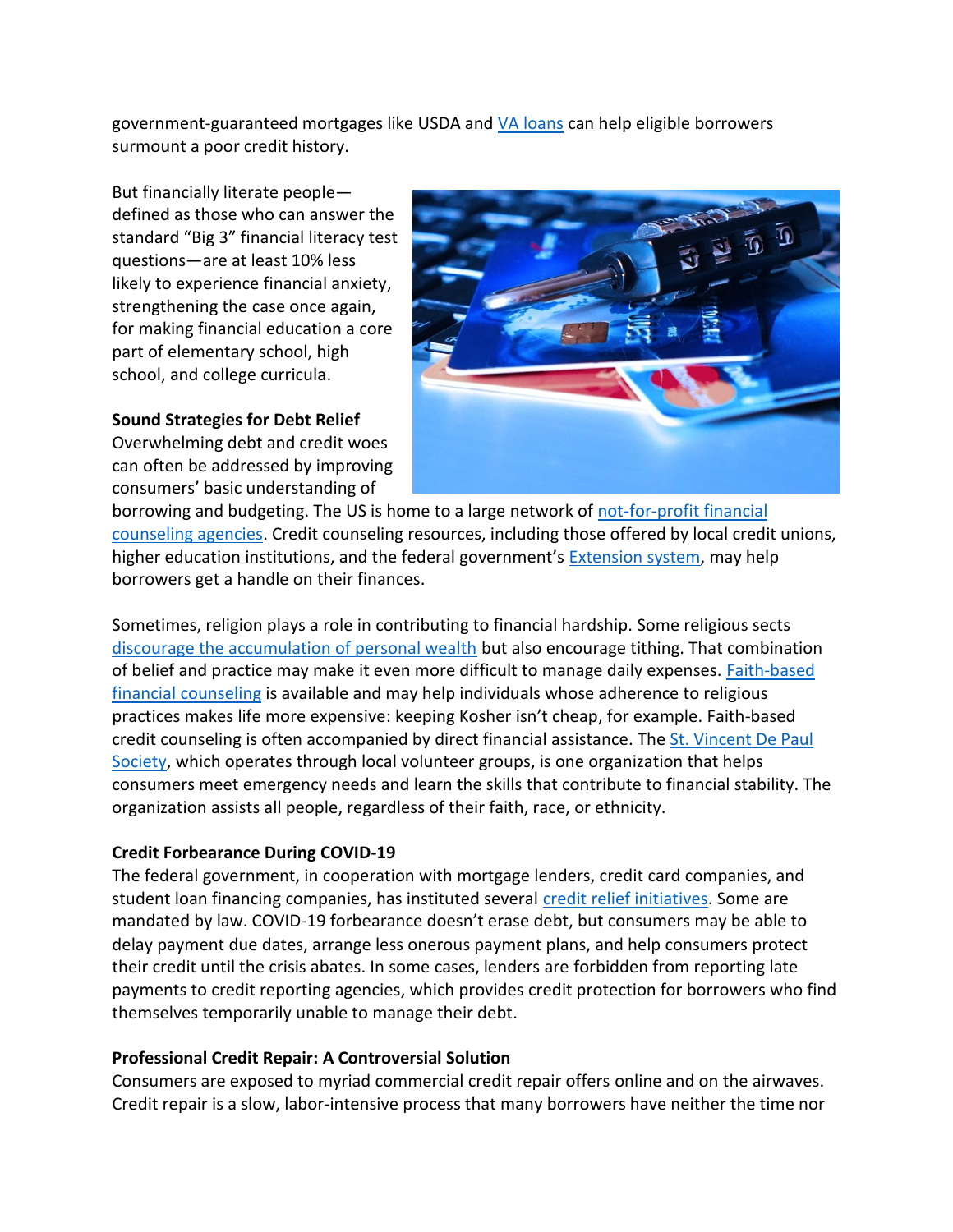government-guaranteed mortgages like USDA and VA loans can help eligible borrowers surmount a poor credit history.

But financially literate people—defined as those who can answer the standard "Big 3" financial literacy test questions—are at least 10% less likely to experience financial anxiety, strengthening the case once again, for making financial education a core part of elementary school, high school, and college curricula.

**Sound Strategies for Debt Relief**

Overwhelming debt and credit woes can often be addressed by improving consumers' basic understanding of borrowing and budgeting. The US is home to a large network of not-for-profit financial counseling agencies. Credit counseling resources, including those offered by local credit unions, higher education institutions, and the federal government's Extension system, may help borrowers get a handle on their finances.

Sometimes, religion plays a role in contributing to financial hardship. Some religious sects discourage the accumulation of personal wealth but also encourage tithing. That combination of belief and practice may make it even more difficult to manage daily expenses. Faith-based financial counseling is available and may help individuals whose adherence to religious practices makes life more expensive: keeping Kosher isn't cheap, for example. Faith-based credit counseling is often accompanied by direct financial assistance. The St. Vincent De Paul Society, which operates through local volunteer groups, is one organization that helps consumers meet emergency needs and learn the skills that contribute to financial stability. The organization assists all people, regardless of their faith, race, or ethnicity.

**Credit Forbearance During COVID-19**

The federal government, in cooperation with mortgage lenders, credit card companies, and student loan financing companies, has instituted several credit relief initiatives. Some are mandated by law. COVID-19 forbearance doesn't erase debt, but consumers may be able to delay payment due dates, arrange less onerous payment plans, and help consumers protect their credit until the crisis abates. In some cases, lenders are forbidden from reporting late payments to credit reporting agencies, which provides credit protection for borrowers who find themselves temporarily unable to manage their debt.

**Professional Credit Repair: A Controversial Solution**

Consumers are exposed to myriad commercial credit repair offers online and on the airwaves. Credit repair is a slow, labor-intensive process that many borrowers have neither the time nor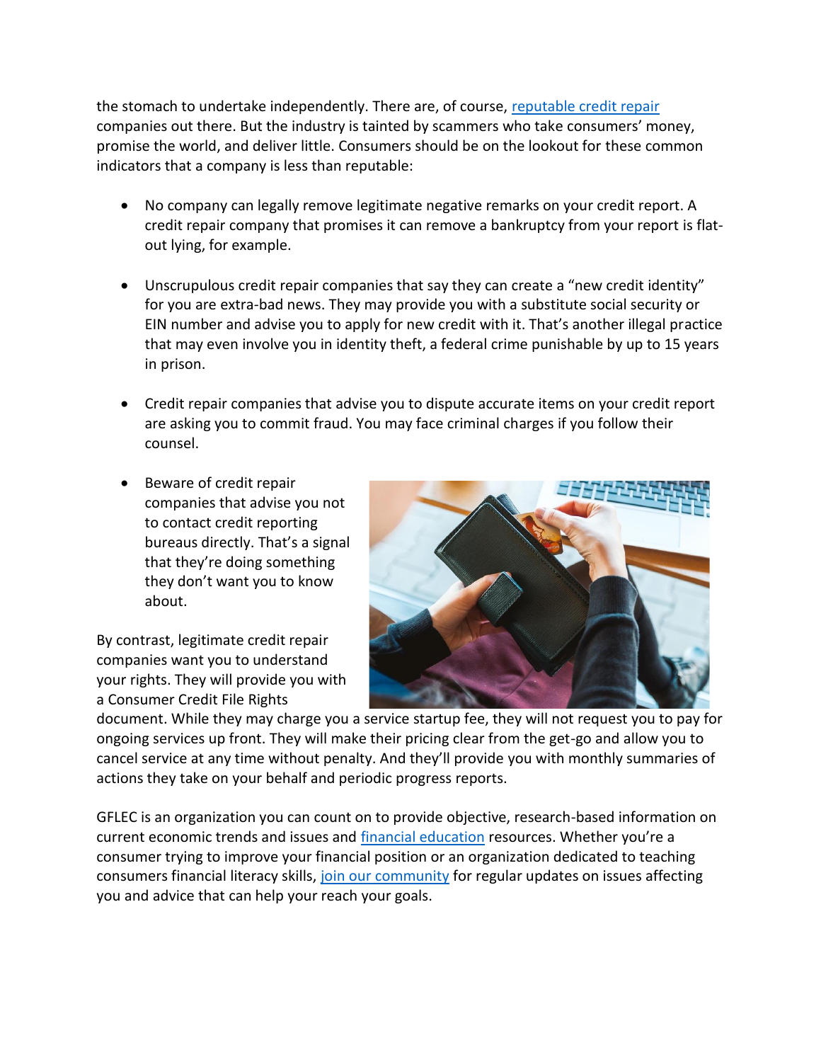the stomach to undertake independently. There are, of course, [reputable credit repair]() companies out there. But the industry is tainted by scammers who take consumers' money, promise the world, and deliver little. Consumers should be on the lookout for these common indicators that a company is less than reputable:

- No company can legally remove legitimate negative remarks on your credit report. A credit repair company that promises it can remove a bankruptcy from your report is flat-out lying, for example.

- Unscrupulous credit repair companies that say they can create a "new credit identity" for you are extra-bad news. They may provide you with a substitute social security or EIN number and advise you to apply for new credit with it. That's another illegal practice that may even involve you in identity theft, a federal crime punishable by up to 15 years in prison.

- Credit repair companies that advise you to dispute accurate items on your credit report are asking you to commit fraud. You may face criminal charges if you follow their counsel.

- Beware of credit repair companies that advise you not to contact credit reporting bureaus directly. That's a signal that they're doing something they don't want you to know about.

By contrast, legitimate credit repair companies want you to understand your rights. They will provide you with a Consumer Credit File Rights document. While they may charge you a service startup fee, they will not request you to pay for ongoing services up front. They will make their pricing clear from the get-go and allow you to cancel service at any time without penalty. And they'll provide you with monthly summaries of actions they take on your behalf and periodic progress reports.

GFLEC is an organization you can count on to provide objective, research-based information on current economic trends and issues and [financial education]() resources. Whether you're a consumer trying to improve your financial position or an organization dedicated to teaching consumers financial literacy skills, [join our community]() for regular updates on issues affecting you and advice that can help your reach your goals.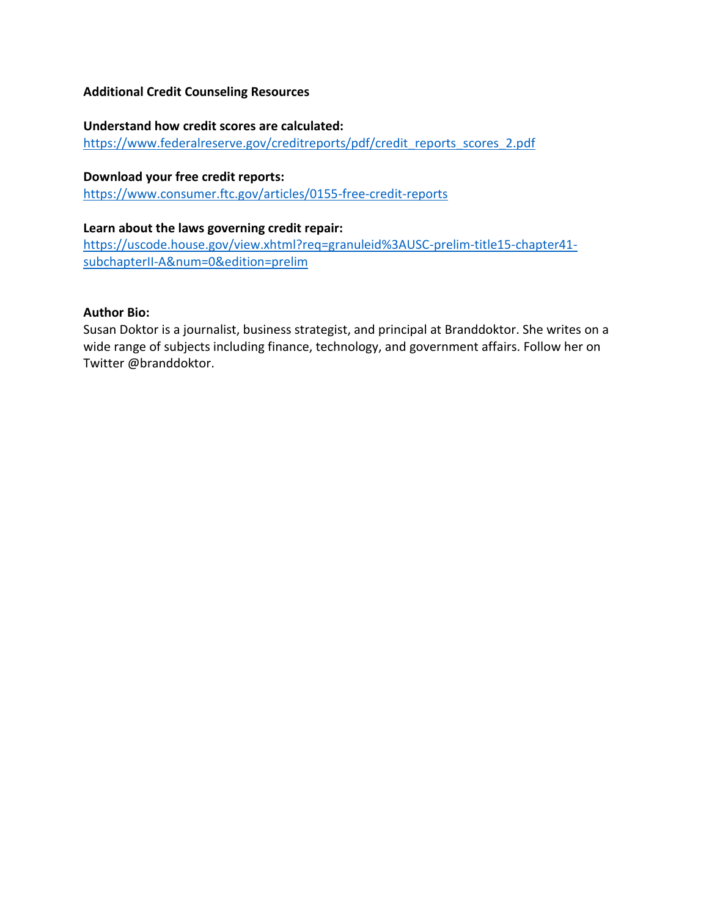**Additional Credit Counseling Resources**

**Understand how credit scores are calculated:**
https://www.federalreserve.gov/creditreports/pdf/credit_reports_scores_2.pdf

**Download your free credit reports:**
https://www.consumer.ftc.gov/articles/0155-free-credit-reports

**Learn about the laws governing credit repair:**
https://uscode.house.gov/view.xhtml?req=granuleid%3AUSC-prelim-title15-chapter41-subchapterII-A&num=0&edition=prelim

**Author Bio:**
Susan Doktor is a journalist, business strategist, and principal at Branddoktor. She writes on a wide range of subjects including finance, technology, and government affairs. Follow her on Twitter @branddoktor.